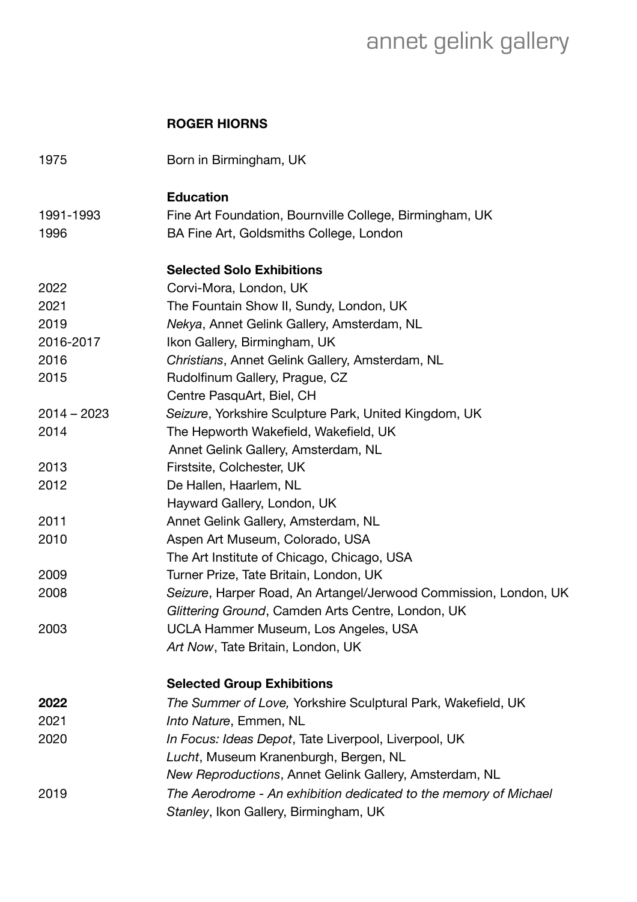annet gelink gallery

# ROGER HIORNS

| | |
|---|---|
| 1975 | Born in Birmingham, UK |

## Education

| | |
|---|---|
| 1991-1993 | Fine Art Foundation, Bournville College, Birmingham, UK |
| 1996 | BA Fine Art, Goldsmiths College, London |

## Selected Solo Exhibitions

| | |
|---|---|
| 2022 | Corvi-Mora, London, UK |
| 2021 | The Fountain Show II, Sundy, London, UK |
| 2019 | *Nekya*, Annet Gelink Gallery, Amsterdam, NL |
| 2016-2017 | Ikon Gallery, Birmingham, UK |
| 2016 | *Christians*, Annet Gelink Gallery, Amsterdam, NL |
| 2015 | Rudolfinum Gallery, Prague, CZ |
| | Centre PasquArt, Biel, CH |
| 2014 – 2023 | *Seizure*, Yorkshire Sculpture Park, United Kingdom, UK |
| 2014 | The Hepworth Wakefield, Wakefield, UK |
| | Annet Gelink Gallery, Amsterdam, NL |
| 2013 | Firstsite, Colchester, UK |
| 2012 | De Hallen, Haarlem, NL |
| | Hayward Gallery, London, UK |
| 2011 | Annet Gelink Gallery, Amsterdam, NL |
| 2010 | Aspen Art Museum, Colorado, USA |
| | The Art Institute of Chicago, Chicago, USA |
| 2009 | Turner Prize, Tate Britain, London, UK |
| 2008 | *Seizure*, Harper Road, An Artangel/Jerwood Commission, London, UK |
| | *Glittering Ground*, Camden Arts Centre, London, UK |
| 2003 | UCLA Hammer Museum, Los Angeles, USA |
| | *Art Now*, Tate Britain, London, UK |

## Selected Group Exhibitions

| | |
|---|---|
| **2022** | *The Summer of Love,* Yorkshire Sculptural Park, Wakefield, UK |
| 2021 | *Into Nature*, Emmen, NL |
| 2020 | *In Focus: Ideas Depot*, Tate Liverpool, Liverpool, UK |
| | *Lucht*, Museum Kranenburgh, Bergen, NL |
| | *New Reproductions*, Annet Gelink Gallery, Amsterdam, NL |
| 2019 | *The Aerodrome - An exhibition dedicated to the memory of Michael Stanley*, Ikon Gallery, Birmingham, UK |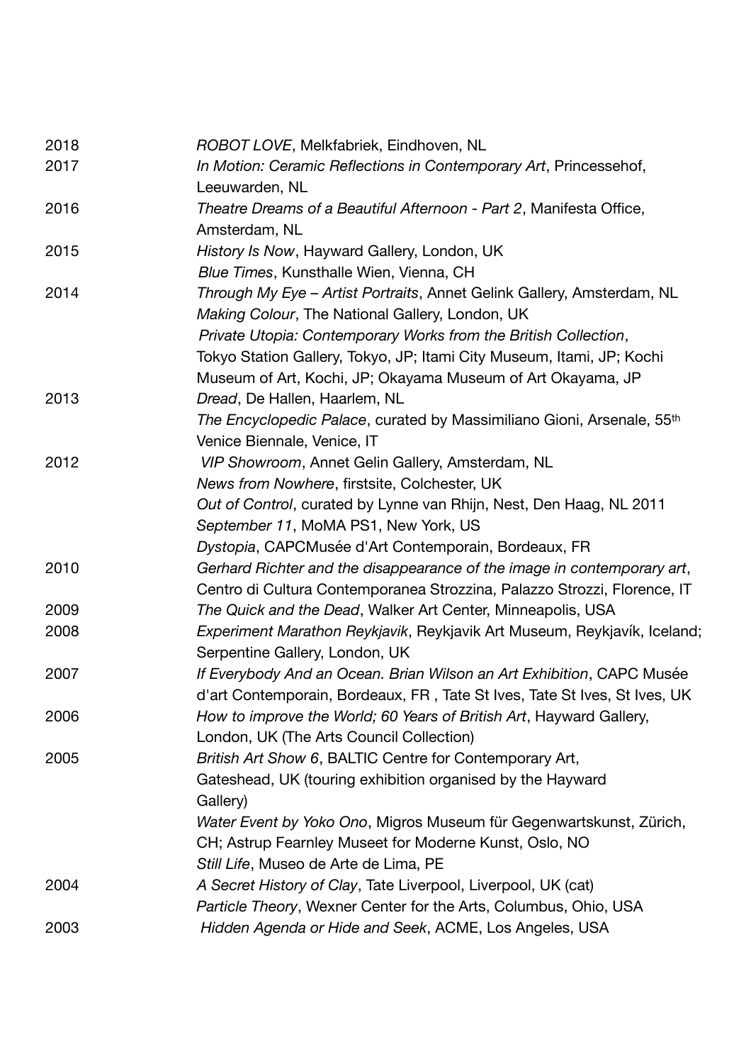| | |
|---|---|
| 2018 | *ROBOT LOVE*, Melkfabriek, Eindhoven, NL |
| 2017 | *In Motion: Ceramic Reflections in Contemporary Art*, Princessehof, Leeuwarden, NL |
| 2016 | *Theatre Dreams of a Beautiful Afternoon - Part 2*, Manifesta Office, Amsterdam, NL |
| 2015 | *History Is Now*, Hayward Gallery, London, UK |
| | *Blue Times*, Kunsthalle Wien, Vienna, CH |
| 2014 | *Through My Eye – Artist Portraits*, Annet Gelink Gallery, Amsterdam, NL |
| | *Making Colour*, The National Gallery, London, UK |
| | *Private Utopia: Contemporary Works from the British Collection*, Tokyo Station Gallery, Tokyo, JP; Itami City Museum, Itami, JP; Kochi Museum of Art, Kochi, JP; Okayama Museum of Art Okayama, JP |
| 2013 | *Dread*, De Hallen, Haarlem, NL |
| | *The Encyclopedic Palace*, curated by Massimiliano Gioni, Arsenale, 55th Venice Biennale, Venice, IT |
| 2012 | *VIP Showroom*, Annet Gelin Gallery, Amsterdam, NL |
| | *News from Nowhere*, firstsite, Colchester, UK |
| | *Out of Control*, curated by Lynne van Rhijn, Nest, Den Haag, NL 2011 |
| | *September 11*, MoMA PS1, New York, US |
| | *Dystopia*, CAPCMusée d'Art Contemporain, Bordeaux, FR |
| 2010 | *Gerhard Richter and the disappearance of the image in contemporary art*, Centro di Cultura Contemporanea Strozzina, Palazzo Strozzi, Florence, IT |
| 2009 | *The Quick and the Dead*, Walker Art Center, Minneapolis, USA |
| 2008 | *Experiment Marathon Reykjavik*, Reykjavik Art Museum, Reykjavík, Iceland; Serpentine Gallery, London, UK |
| 2007 | *If Everybody And an Ocean. Brian Wilson an Art Exhibition*, CAPC Musée d'art Contemporain, Bordeaux, FR , Tate St Ives, Tate St Ives, St Ives, UK |
| 2006 | *How to improve the World; 60 Years of British Art*, Hayward Gallery, London, UK (The Arts Council Collection) |
| 2005 | *British Art Show 6*, BALTIC Centre for Contemporary Art, Gateshead, UK (touring exhibition organised by the Hayward Gallery) |
| | *Water Event by Yoko Ono*, Migros Museum für Gegenwartskunst, Zürich, CH; Astrup Fearnley Museet for Moderne Kunst, Oslo, NO |
| | *Still Life*, Museo de Arte de Lima, PE |
| 2004 | *A Secret History of Clay*, Tate Liverpool, Liverpool, UK (cat) |
| | *Particle Theory*, Wexner Center for the Arts, Columbus, Ohio, USA |
| 2003 | *Hidden Agenda or Hide and Seek*, ACME, Los Angeles, USA |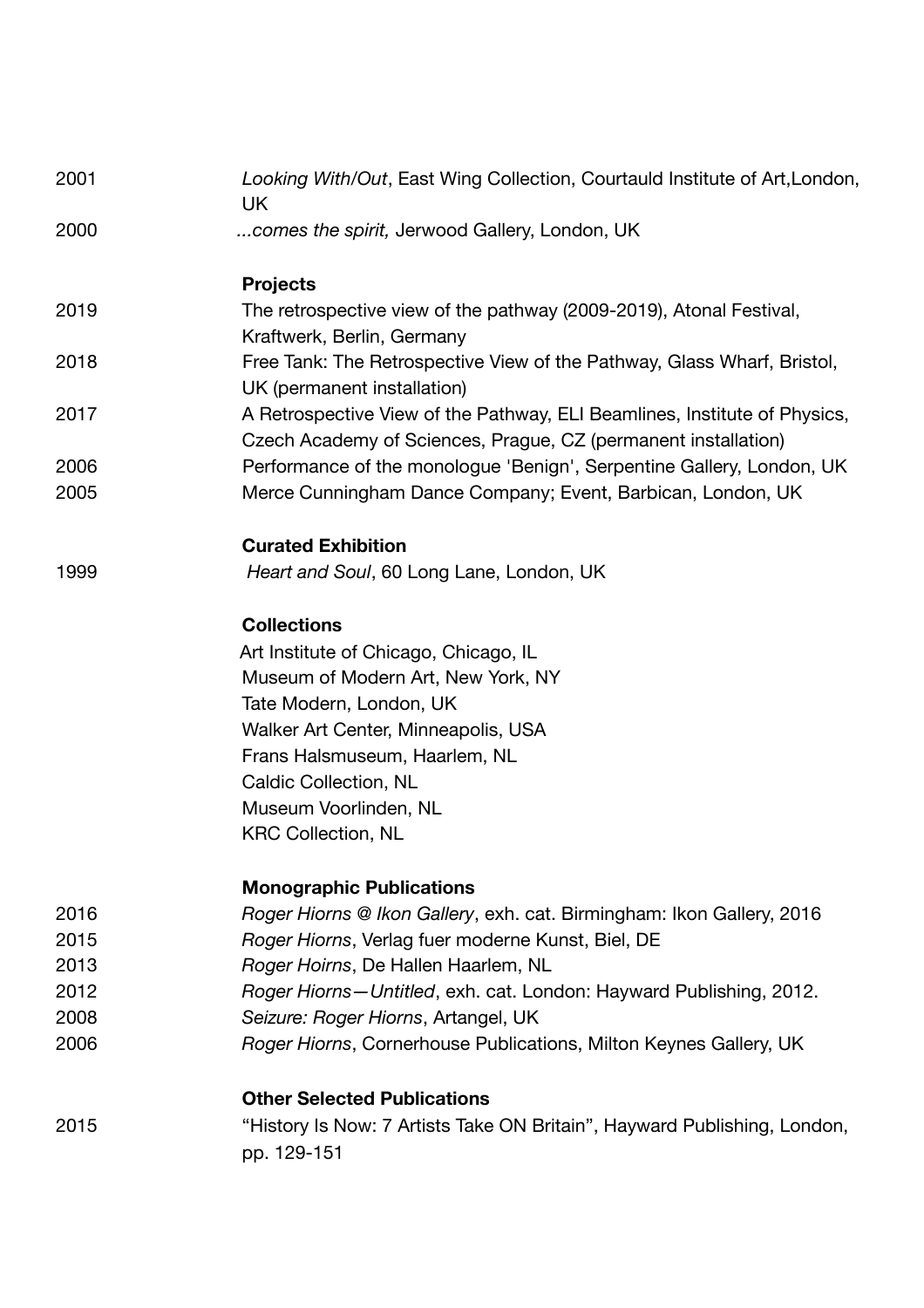2001 *Looking With/Out*, East Wing Collection, Courtauld Institute of Art,London, UK

2000 *...comes the spirit,* Jerwood Gallery, London, UK

**Projects**

2019 The retrospective view of the pathway (2009-2019), Atonal Festival, Kraftwerk, Berlin, Germany

2018 Free Tank: The Retrospective View of the Pathway, Glass Wharf, Bristol, UK (permanent installation)

2017 A Retrospective View of the Pathway, ELI Beamlines, Institute of Physics, Czech Academy of Sciences, Prague, CZ (permanent installation)

2006 Performance of the monologue 'Benign', Serpentine Gallery, London, UK

2005 Merce Cunningham Dance Company; Event, Barbican, London, UK

**Curated Exhibition**

1999 *Heart and Soul*, 60 Long Lane, London, UK

**Collections**

Art Institute of Chicago, Chicago, IL
Museum of Modern Art, New York, NY
Tate Modern, London, UK
Walker Art Center, Minneapolis, USA
Frans Halsmuseum, Haarlem, NL
Caldic Collection, NL
Museum Voorlinden, NL
KRC Collection, NL

**Monographic Publications**

2016 *Roger Hiorns @ Ikon Gallery*, exh. cat. Birmingham: Ikon Gallery, 2016

2015 *Roger Hiorns*, Verlag fuer moderne Kunst, Biel, DE

2013 *Roger Hoirns*, De Hallen Haarlem, NL

2012 *Roger Hiorns—Untitled*, exh. cat. London: Hayward Publishing, 2012.

2008 *Seizure: Roger Hiorns*, Artangel, UK

2006 *Roger Hiorns*, Cornerhouse Publications, Milton Keynes Gallery, UK

**Other Selected Publications**

2015 "History Is Now: 7 Artists Take ON Britain", Hayward Publishing, London, pp. 129-151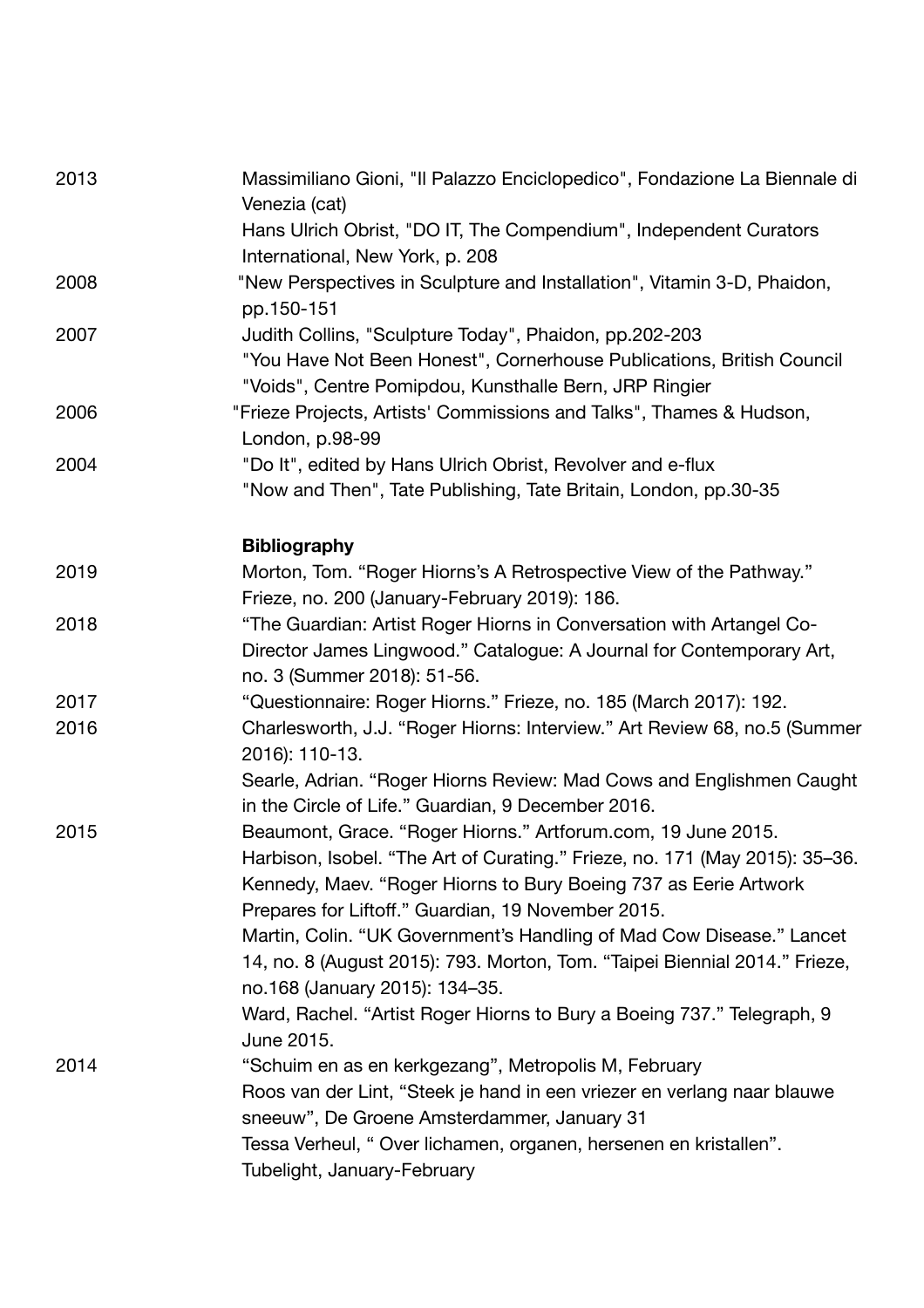| | |
|---|---|
| 2013 | Massimiliano Gioni, "Il Palazzo Enciclopedico", Fondazione La Biennale di Venezia (cat) |
| | Hans Ulrich Obrist, "DO IT, The Compendium", Independent Curators International, New York, p. 208 |
| 2008 | "New Perspectives in Sculpture and Installation", Vitamin 3-D, Phaidon, pp.150-151 |
| 2007 | Judith Collins, "Sculpture Today", Phaidon, pp.202-203 |
| | "You Have Not Been Honest", Cornerhouse Publications, British Council |
| | "Voids", Centre Pomipdou, Kunsthalle Bern, JRP Ringier |
| 2006 | "Frieze Projects, Artists' Commissions and Talks", Thames & Hudson, London, p.98-99 |
| 2004 | "Do It", edited by Hans Ulrich Obrist, Revolver and e-flux |
| | "Now and Then", Tate Publishing, Tate Britain, London, pp.30-35 |

**Bibliography**

| | |
|---|---|
| 2019 | Morton, Tom. "Roger Hiorns's A Retrospective View of the Pathway." Frieze, no. 200 (January-February 2019): 186. |
| 2018 | "The Guardian: Artist Roger Hiorns in Conversation with Artangel Co-Director James Lingwood." Catalogue: A Journal for Contemporary Art, no. 3 (Summer 2018): 51-56. |
| 2017 | "Questionnaire: Roger Hiorns." Frieze, no. 185 (March 2017): 192. |
| 2016 | Charlesworth, J.J. "Roger Hiorns: Interview." Art Review 68, no.5 (Summer 2016): 110-13. |
| | Searle, Adrian. "Roger Hiorns Review: Mad Cows and Englishmen Caught in the Circle of Life." Guardian, 9 December 2016. |
| 2015 | Beaumont, Grace. "Roger Hiorns." Artforum.com, 19 June 2015. |
| | Harbison, Isobel. "The Art of Curating." Frieze, no. 171 (May 2015): 35–36. |
| | Kennedy, Maev. "Roger Hiorns to Bury Boeing 737 as Eerie Artwork Prepares for Liftoff." Guardian, 19 November 2015. |
| | Martin, Colin. "UK Government's Handling of Mad Cow Disease." Lancet 14, no. 8 (August 2015): 793. Morton, Tom. "Taipei Biennial 2014." Frieze, no.168 (January 2015): 134–35. |
| | Ward, Rachel. "Artist Roger Hiorns to Bury a Boeing 737." Telegraph, 9 June 2015. |
| 2014 | "Schuim en as en kerkgezang", Metropolis M, February |
| | Roos van der Lint, "Steek je hand in een vriezer en verlang naar blauwe sneeuw", De Groene Amsterdammer, January 31 |
| | Tessa Verheul, " Over lichamen, organen, hersenen en kristallen". Tubelight, January-February |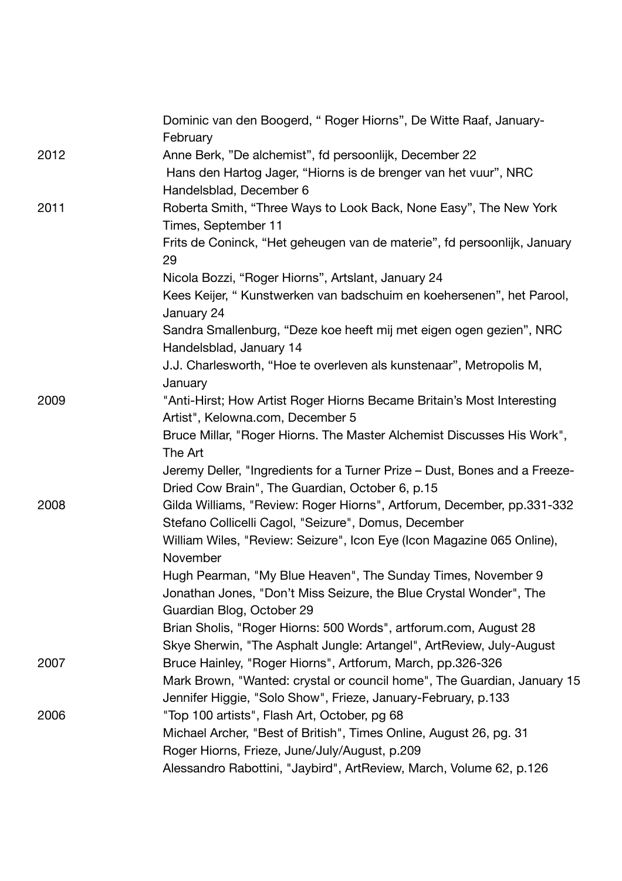| | |
|---|---|
| | Dominic van den Boogerd, " Roger Hiorns", De Witte Raaf, January-February |
| 2012 | Anne Berk, "De alchemist", fd persoonlijk, December 22 |
| | Hans den Hartog Jager, "Hiorns is de brenger van het vuur", NRC Handelsblad, December 6 |
| 2011 | Roberta Smith, "Three Ways to Look Back, None Easy", The New York Times, September 11 |
| | Frits de Coninck, "Het geheugen van de materie", fd persoonlijk, January 29 |
| | Nicola Bozzi, "Roger Hiorns", Artslant, January 24 |
| | Kees Keijer, " Kunstwerken van badschuim en koehersenen", het Parool, January 24 |
| | Sandra Smallenburg, "Deze koe heeft mij met eigen ogen gezien", NRC Handelsblad, January 14 |
| | J.J. Charlesworth, "Hoe te overleven als kunstenaar", Metropolis M, January |
| 2009 | "Anti-Hirst; How Artist Roger Hiorns Became Britain's Most Interesting Artist", Kelowna.com, December 5 |
| | Bruce Millar, "Roger Hiorns. The Master Alchemist Discusses His Work", The Art |
| | Jeremy Deller, "Ingredients for a Turner Prize – Dust, Bones and a Freeze-Dried Cow Brain", The Guardian, October 6, p.15 |
| 2008 | Gilda Williams, "Review: Roger Hiorns", Artforum, December, pp.331-332 |
| | Stefano Collicelli Cagol, "Seizure", Domus, December |
| | William Wiles, "Review: Seizure", Icon Eye (Icon Magazine 065 Online), November |
| | Hugh Pearman, "My Blue Heaven", The Sunday Times, November 9 |
| | Jonathan Jones, "Don't Miss Seizure, the Blue Crystal Wonder", The Guardian Blog, October 29 |
| | Brian Sholis, "Roger Hiorns: 500 Words", artforum.com, August 28 |
| | Skye Sherwin, "The Asphalt Jungle: Artangel", ArtReview, July-August |
| 2007 | Bruce Hainley, "Roger Hiorns", Artforum, March, pp.326-326 |
| | Mark Brown, "Wanted: crystal or council home", The Guardian, January 15 |
| | Jennifer Higgie, "Solo Show", Frieze, January-February, p.133 |
| 2006 | "Top 100 artists", Flash Art, October, pg 68 |
| | Michael Archer, "Best of British", Times Online, August 26, pg. 31 |
| | Roger Hiorns, Frieze, June/July/August, p.209 |
| | Alessandro Rabottini, "Jaybird", ArtReview, March, Volume 62, p.126 |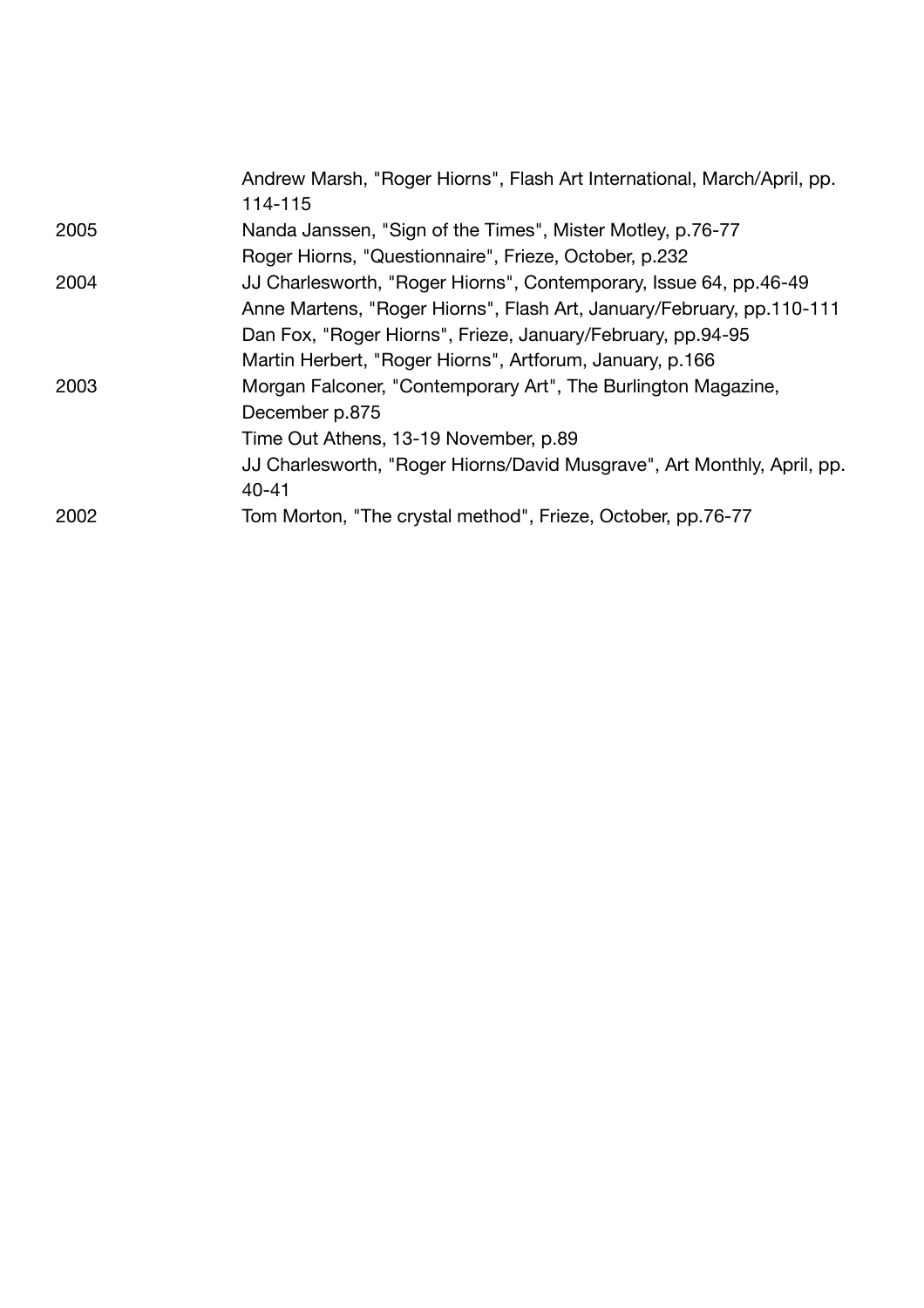| | |
|---|---|
| | Andrew Marsh, "Roger Hiorns", Flash Art International, March/April, pp. 114-115 |
| 2005 | Nanda Janssen, "Sign of the Times", Mister Motley, p.76-77 |
| | Roger Hiorns, "Questionnaire", Frieze, October, p.232 |
| 2004 | JJ Charlesworth, "Roger Hiorns", Contemporary, Issue 64, pp.46-49 |
| | Anne Martens, "Roger Hiorns", Flash Art, January/February, pp.110-111 |
| | Dan Fox, "Roger Hiorns", Frieze, January/February, pp.94-95 |
| | Martin Herbert, "Roger Hiorns", Artforum, January, p.166 |
| 2003 | Morgan Falconer, "Contemporary Art", The Burlington Magazine, December p.875 |
| | Time Out Athens, 13-19 November, p.89 |
| | JJ Charlesworth, "Roger Hiorns/David Musgrave", Art Monthly, April, pp. 40-41 |
| 2002 | Tom Morton, "The crystal method", Frieze, October, pp.76-77 |